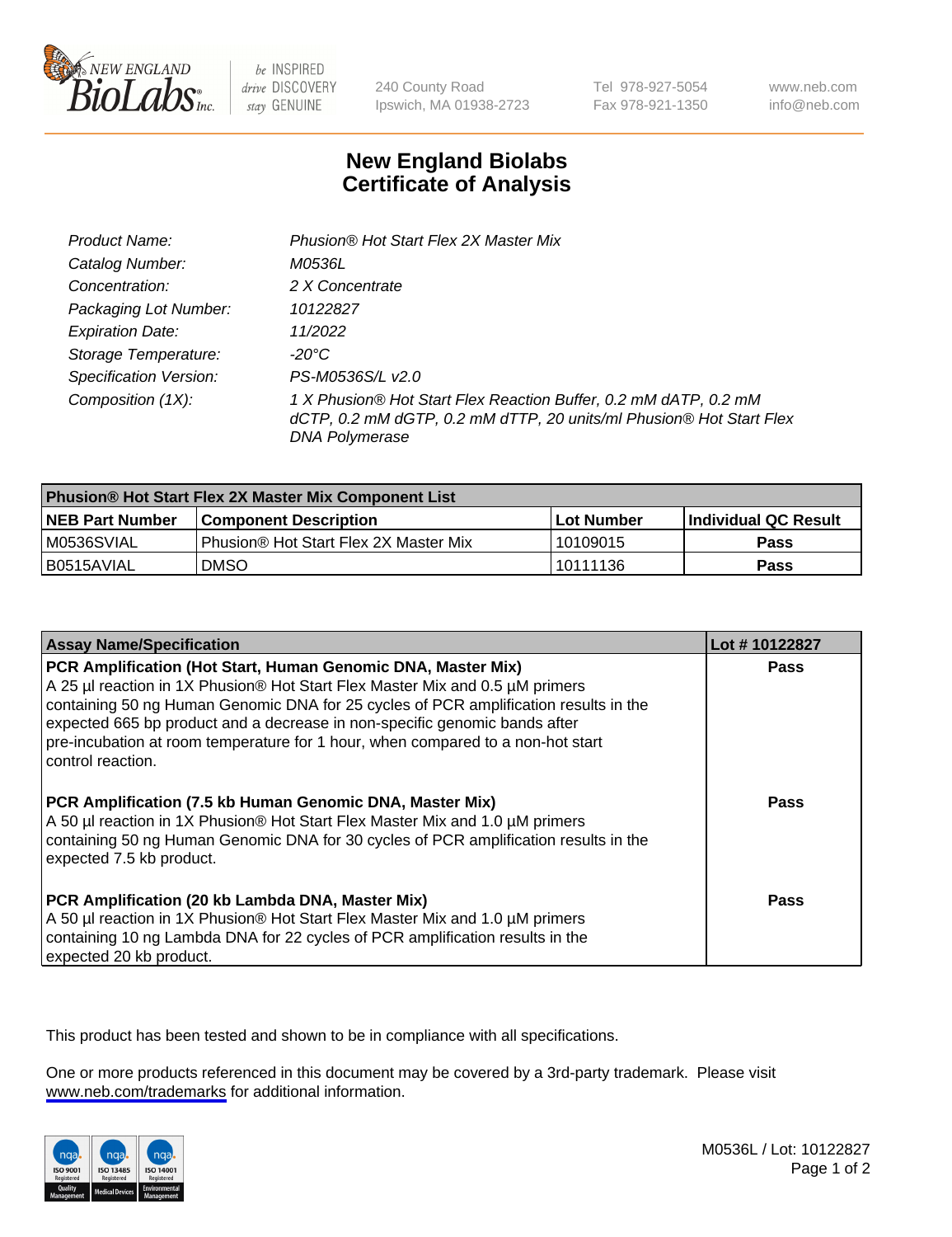# New England Biolabs Certificate of Analysis

| | |
|---|---|
| *Product Name:* | *Phusion® Hot Start Flex 2X Master Mix* |
| *Catalog Number:* | *M0536L* |
| *Concentration:* | *2 X Concentrate* |
| *Packaging Lot Number:* | *10122827* |
| *Expiration Date:* | *11/2022* |
| *Storage Temperature:* | *-20°C* |
| *Specification Version:* | *PS-M0536S/L v2.0* |
| *Composition (1X):* | *1 X Phusion® Hot Start Flex Reaction Buffer, 0.2 mM dATP, 0.2 mM dCTP, 0.2 mM dGTP, 0.2 mM dTTP, 20 units/ml Phusion® Hot Start Flex DNA Polymerase* |

| Phusion® Hot Start Flex 2X Master Mix Component List | | | |
|---|---|---|---|
| **NEB Part Number** | **Component Description** | **Lot Number** | **Individual QC Result** |
| M0536SVIAL | Phusion® Hot Start Flex 2X Master Mix | 10109015 | **Pass** |
| B0515AVIAL | DMSO | 10111136 | **Pass** |

| Assay Name/Specification | Lot # 10122827 |
|---|---|
| **PCR Amplification (Hot Start, Human Genomic DNA, Master Mix)** A 25 µl reaction in 1X Phusion® Hot Start Flex Master Mix and 0.5 µM primers containing 50 ng Human Genomic DNA for 25 cycles of PCR amplification results in the expected 665 bp product and a decrease in non-specific genomic bands after pre-incubation at room temperature for 1 hour, when compared to a non-hot start control reaction. | **Pass** |
| **PCR Amplification (7.5 kb Human Genomic DNA, Master Mix)** A 50 µl reaction in 1X Phusion® Hot Start Flex Master Mix and 1.0 µM primers containing 50 ng Human Genomic DNA for 30 cycles of PCR amplification results in the expected 7.5 kb product. | **Pass** |
| **PCR Amplification (20 kb Lambda DNA, Master Mix)** A 50 µl reaction in 1X Phusion® Hot Start Flex Master Mix and 1.0 µM primers containing 10 ng Lambda DNA for 22 cycles of PCR amplification results in the expected 20 kb product. | **Pass** |

This product has been tested and shown to be in compliance with all specifications.

One or more products referenced in this document may be covered by a 3rd-party trademark. Please visit www.neb.com/trademarks for additional information.

M0536L / Lot: 10122827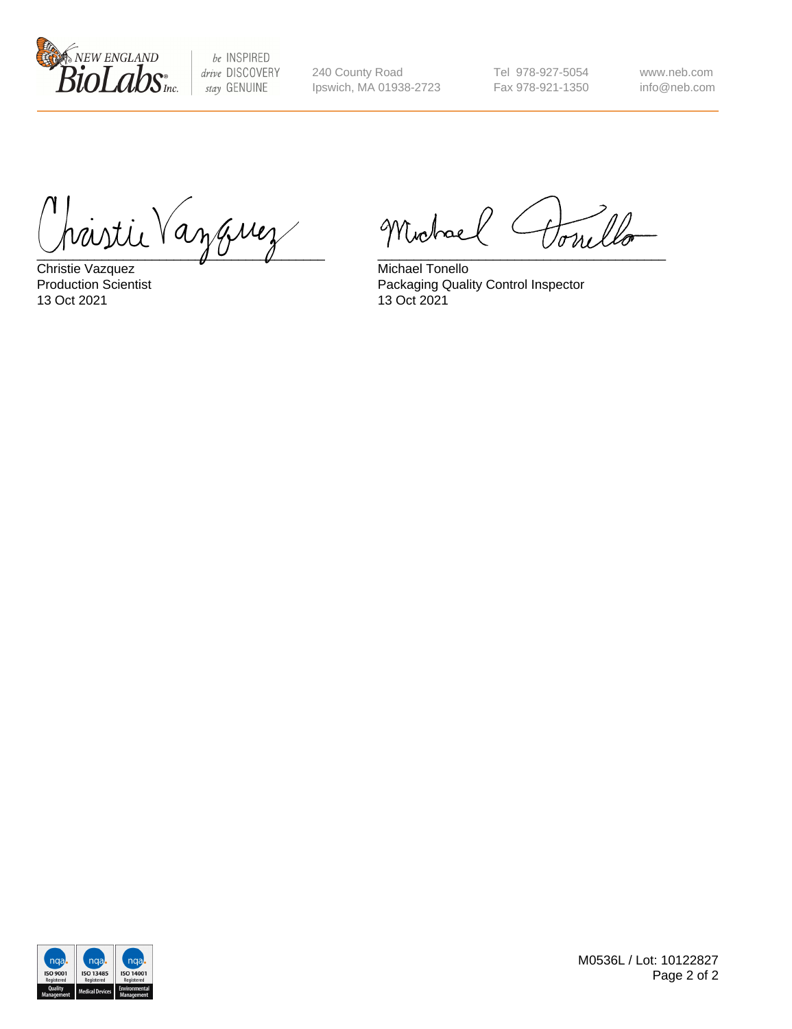Christie Vazquez
Production Scientist
13 Oct 2021

Michael Tonello
Packaging Quality Control Inspector
13 Oct 2021

M0536L / Lot: 10122827